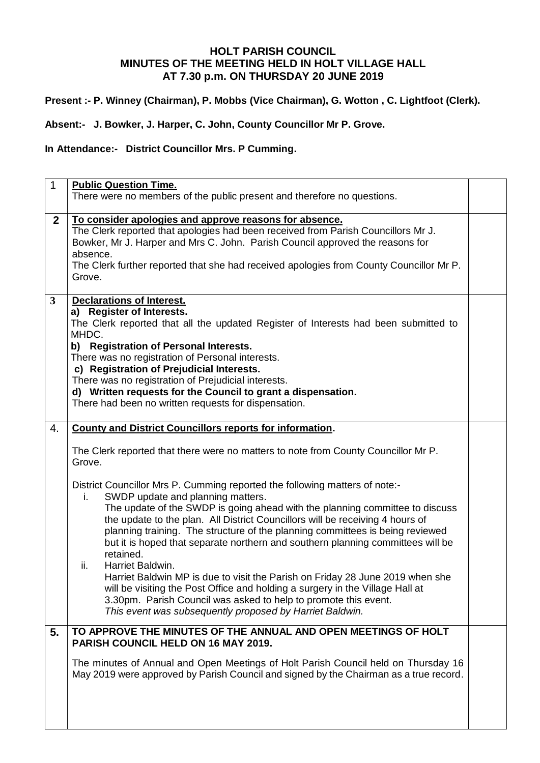# HOLT PARISH COUNCIL
## MINUTES OF THE MEETING HELD IN HOLT VILLAGE HALL AT 7.30 p.m. ON THURSDAY 20 JUNE 2019

**Present :- P. Winney (Chairman), P. Mobbs (Vice Chairman), G. Wotton , C. Lightfoot (Clerk).**

**Absent:- J. Bowker, J. Harper, C. John, County Councillor Mr P. Grove.**

**In Attendance:- District Councillor Mrs. P Cumming.**

| | | |
|---|---|---|
| 1 | **Public Question Time.**<br>There were no members of the public present and therefore no questions. | |
| **2** | **To consider apologies and approve reasons for absence.**<br>The Clerk reported that apologies had been received from Parish Councillors Mr J. Bowker, Mr J. Harper and Mrs C. John. Parish Council approved the reasons for absence.<br>The Clerk further reported that she had received apologies from County Councillor Mr P. Grove. | |
| **3** | **Declarations of Interest.**<br>**a) Register of Interests.**<br>The Clerk reported that all the updated Register of Interests had been submitted to MHDC.<br>**b) Registration of Personal Interests.**<br>There was no registration of Personal interests.<br>**c) Registration of Prejudicial Interests.**<br>There was no registration of Prejudicial interests.<br>**d) Written requests for the Council to grant a dispensation.**<br>There had been no written requests for dispensation. | |
| 4. | **County and District Councillors reports for information.**<br><br>The Clerk reported that there were no matters to note from County Councillor Mr P. Grove.<br><br>District Councillor Mrs P. Cumming reported the following matters of note:-<br>i. SWDP update and planning matters.<br>The update of the SWDP is going ahead with the planning committee to discuss the update to the plan. All District Councillors will be receiving 4 hours of planning training. The structure of the planning committees is being reviewed but it is hoped that separate northern and southern planning committees will be retained.<br>ii. Harriet Baldwin.<br>Harriet Baldwin MP is due to visit the Parish on Friday 28 June 2019 when she will be visiting the Post Office and holding a surgery in the Village Hall at 3.30pm. Parish Council was asked to help to promote this event.<br>*This event was subsequently proposed by Harriet Baldwin.* | |
| **5.** | **TO APPROVE THE MINUTES OF THE ANNUAL AND OPEN MEETINGS OF HOLT PARISH COUNCIL HELD ON 16 MAY 2019.**<br><br>The minutes of Annual and Open Meetings of Holt Parish Council held on Thursday 16 May 2019 were approved by Parish Council and signed by the Chairman as a true record. | |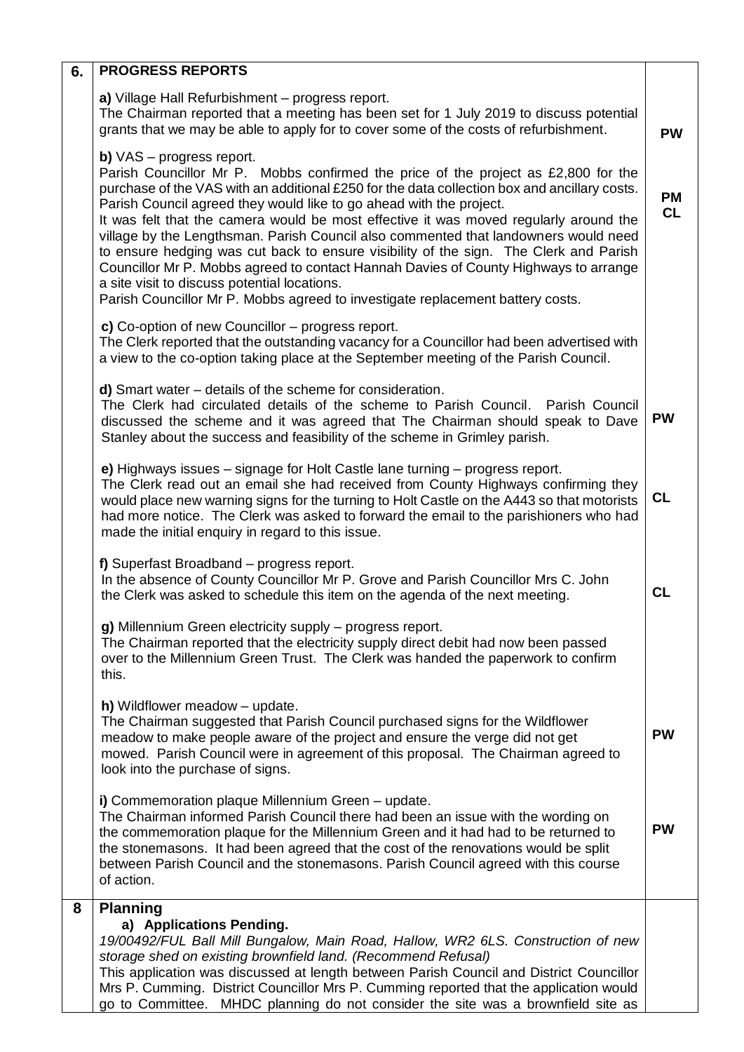| | | |
|---|---|---|
| **6.** | **PROGRESS REPORTS** | |
| | **a)** Village Hall Refurbishment – progress report.<br>The Chairman reported that a meeting has been set for 1 July 2019 to discuss potential grants that we may be able to apply for to cover some of the costs of refurbishment. | **PW** |
| | **b)** VAS – progress report.<br>Parish Councillor Mr P. Mobbs confirmed the price of the project as £2,800 for the purchase of the VAS with an additional £250 for the data collection box and ancillary costs. Parish Council agreed they would like to go ahead with the project.<br>It was felt that the camera would be most effective it was moved regularly around the village by the Lengthsman. Parish Council also commented that landowners would need to ensure hedging was cut back to ensure visibility of the sign. The Clerk and Parish Councillor Mr P. Mobbs agreed to contact Hannah Davies of County Highways to arrange a site visit to discuss potential locations.<br>Parish Councillor Mr P. Mobbs agreed to investigate replacement battery costs. | **PM**<br>**CL** |
| | **c)** Co-option of new Councillor – progress report.<br>The Clerk reported that the outstanding vacancy for a Councillor had been advertised with a view to the co-option taking place at the September meeting of the Parish Council. | |
| | **d)** Smart water – details of the scheme for consideration.<br>The Clerk had circulated details of the scheme to Parish Council. Parish Council discussed the scheme and it was agreed that The Chairman should speak to Dave Stanley about the success and feasibility of the scheme in Grimley parish. | **PW** |
| | **e)** Highways issues – signage for Holt Castle lane turning – progress report.<br>The Clerk read out an email she had received from County Highways confirming they would place new warning signs for the turning to Holt Castle on the A443 so that motorists had more notice. The Clerk was asked to forward the email to the parishioners who had made the initial enquiry in regard to this issue. | **CL** |
| | **f)** Superfast Broadband – progress report.<br>In the absence of County Councillor Mr P. Grove and Parish Councillor Mrs C. John the Clerk was asked to schedule this item on the agenda of the next meeting. | **CL** |
| | **g)** Millennium Green electricity supply – progress report.<br>The Chairman reported that the electricity supply direct debit had now been passed over to the Millennium Green Trust. The Clerk was handed the paperwork to confirm this. | |
| | **h)** Wildflower meadow – update.<br>The Chairman suggested that Parish Council purchased signs for the Wildflower meadow to make people aware of the project and ensure the verge did not get mowed. Parish Council were in agreement of this proposal. The Chairman agreed to look into the purchase of signs. | **PW** |
| | **i)** Commemoration plaque Millennium Green – update.<br>The Chairman informed Parish Council there had been an issue with the wording on the commemoration plaque for the Millennium Green and it had had to be returned to the stonemasons. It had been agreed that the cost of the renovations would be split between Parish Council and the stonemasons. Parish Council agreed with this course of action. | **PW** |
| **8** | **Planning**<br>**a) Applications Pending.**<br>*19/00492/FUL Ball Mill Bungalow, Main Road, Hallow, WR2 6LS. Construction of new storage shed on existing brownfield land. (Recommend Refusal)*<br>This application was discussed at length between Parish Council and District Councillor Mrs P. Cumming. District Councillor Mrs P. Cumming reported that the application would go to Committee. MHDC planning do not consider the site was a brownfield site as | |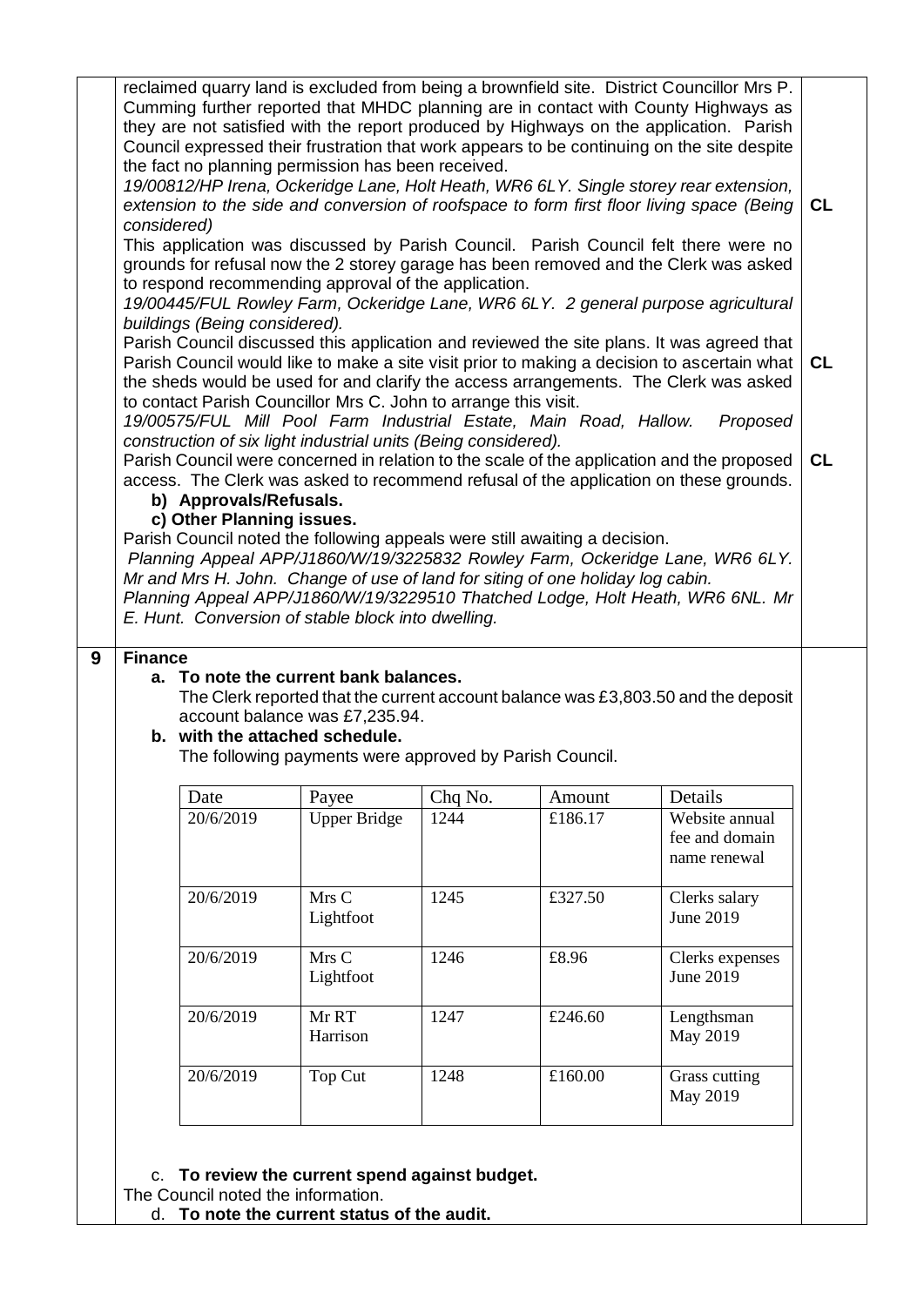reclaimed quarry land is excluded from being a brownfield site. District Councillor Mrs P. Cumming further reported that MHDC planning are in contact with County Highways as they are not satisfied with the report produced by Highways on the application. Parish Council expressed their frustration that work appears to be continuing on the site despite the fact no planning permission has been received.

*19/00812/HP Irena, Ockeridge Lane, Holt Heath, WR6 6LY. Single storey rear extension, extension to the side and conversion of roofspace to form first floor living space (Being considered)* — **CL**

This application was discussed by Parish Council. Parish Council felt there were no grounds for refusal now the 2 storey garage has been removed and the Clerk was asked to respond recommending approval of the application.

*19/00445/FUL Rowley Farm, Ockeridge Lane, WR6 6LY. 2 general purpose agricultural buildings (Being considered).*

Parish Council discussed this application and reviewed the site plans. It was agreed that Parish Council would like to make a site visit prior to making a decision to ascertain what the sheds would be used for and clarify the access arrangements. The Clerk was asked to contact Parish Councillor Mrs C. John to arrange this visit. — **CL**

*19/00575/FUL Mill Pool Farm Industrial Estate, Main Road, Hallow. Proposed construction of six light industrial units (Being considered).*

Parish Council were concerned in relation to the scale of the application and the proposed access. The Clerk was asked to recommend refusal of the application on these grounds. — **CL**

**b) Approvals/Refusals.**

**c) Other Planning issues.**

Parish Council noted the following appeals were still awaiting a decision.

*Planning Appeal APP/J1860/W/19/3225832 Rowley Farm, Ockeridge Lane, WR6 6LY. Mr and Mrs H. John. Change of use of land for siting of one holiday log cabin.*

*Planning Appeal APP/J1860/W/19/3229510 Thatched Lodge, Holt Heath, WR6 6NL. Mr E. Hunt. Conversion of stable block into dwelling.*

## 9 Finance

**a. To note the current bank balances.**

The Clerk reported that the current account balance was £3,803.50 and the deposit account balance was £7,235.94.

**b. with the attached schedule.**

The following payments were approved by Parish Council.

| Date | Payee | Chq No. | Amount | Details |
|---|---|---|---|---|
| 20/6/2019 | Upper Bridge | 1244 | £186.17 | Website annual fee and domain name renewal |
| 20/6/2019 | Mrs C Lightfoot | 1245 | £327.50 | Clerks salary June 2019 |
| 20/6/2019 | Mrs C Lightfoot | 1246 | £8.96 | Clerks expenses June 2019 |
| 20/6/2019 | Mr RT Harrison | 1247 | £246.60 | Lengthsman May 2019 |
| 20/6/2019 | Top Cut | 1248 | £160.00 | Grass cutting May 2019 |

c. **To review the current spend against budget.**

The Council noted the information.

d. **To note the current status of the audit.**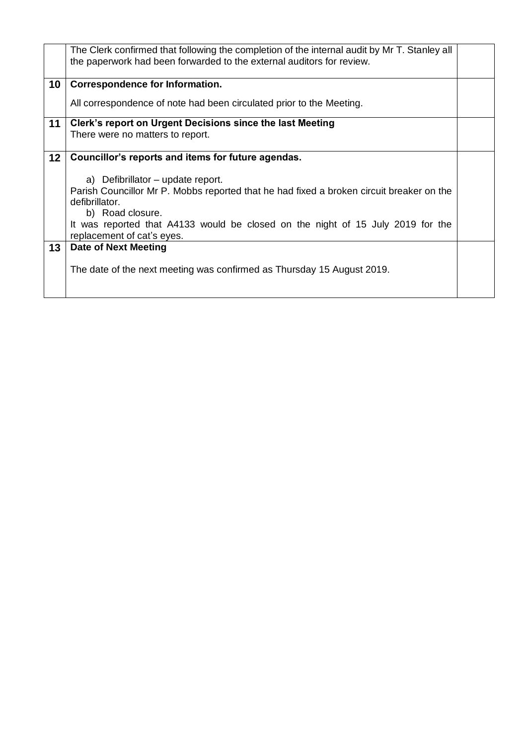| | | |
|---|---|---|
| | The Clerk confirmed that following the completion of the internal audit by Mr T. Stanley all the paperwork had been forwarded to the external auditors for review. | |
| **10** | **Correspondence for Information.**<br><br>All correspondence of note had been circulated prior to the Meeting. | |
| **11** | **Clerk's report on Urgent Decisions since the last Meeting**<br>There were no matters to report. | |
| **12** | **Councillor's reports and items for future agendas.**<br><br>a) Defibrillator – update report.<br>Parish Councillor Mr P. Mobbs reported that he had fixed a broken circuit breaker on the defibrillator.<br>b) Road closure.<br>It was reported that A4133 would be closed on the night of 15 July 2019 for the replacement of cat's eyes. | |
| **13** | **Date of Next Meeting**<br><br>The date of the next meeting was confirmed as Thursday 15 August 2019. | |